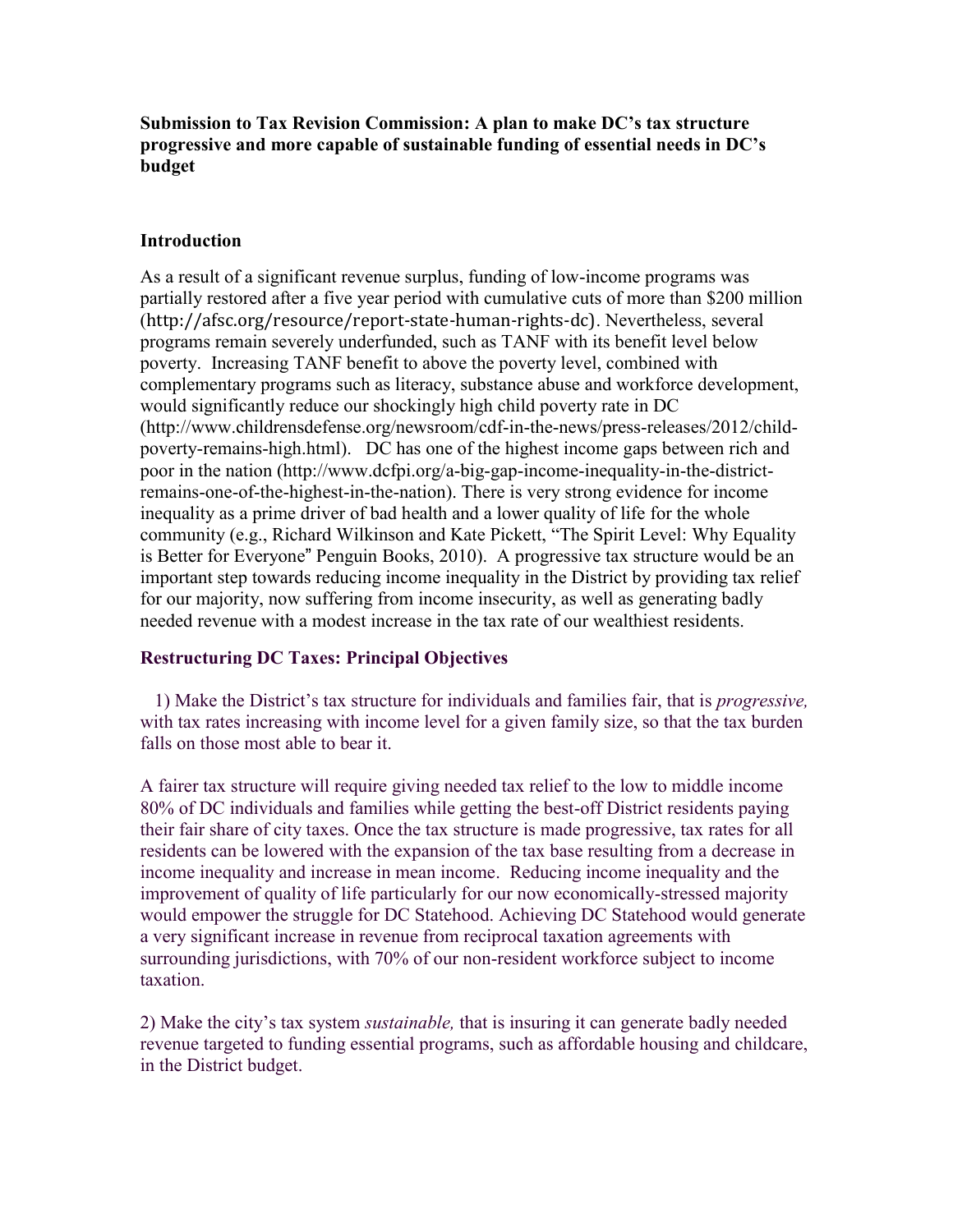**Submission to Tax Revision Commission: A plan to make DC's tax structure progressive and more capable of sustainable funding of essential needs in DC's budget**

## Introduction

As a result of a significant revenue surplus, funding of low-income programs was partially restored after a five year period with cumulative cuts of more than $200 million (http://afsc.org/resource/report-state-human-rights-dc). Nevertheless, several programs remain severely underfunded, such as TANF with its benefit level below poverty. Increasing TANF benefit to above the poverty level, combined with complementary programs such as literacy, substance abuse and workforce development, would significantly reduce our shockingly high child poverty rate in DC (http://www.childrensdefense.org/newsroom/cdf-in-the-news/press-releases/2012/child-poverty-remains-high.html). DC has one of the highest income gaps between rich and poor in the nation (http://www.dcfpi.org/a-big-gap-income-inequality-in-the-district-remains-one-of-the-highest-in-the-nation). There is very strong evidence for income inequality as a prime driver of bad health and a lower quality of life for the whole community (e.g., Richard Wilkinson and Kate Pickett, "The Spirit Level: Why Equality is Better for Everyone" Penguin Books, 2010). A progressive tax structure would be an important step towards reducing income inequality in the District by providing tax relief for our majority, now suffering from income insecurity, as well as generating badly needed revenue with a modest increase in the tax rate of our wealthiest residents.

## Restructuring DC Taxes: Principal Objectives

1) Make the District's tax structure for individuals and families fair, that is *progressive,* with tax rates increasing with income level for a given family size, so that the tax burden falls on those most able to bear it.

A fairer tax structure will require giving needed tax relief to the low to middle income 80% of DC individuals and families while getting the best-off District residents paying their fair share of city taxes. Once the tax structure is made progressive, tax rates for all residents can be lowered with the expansion of the tax base resulting from a decrease in income inequality and increase in mean income. Reducing income inequality and the improvement of quality of life particularly for our now economically-stressed majority would empower the struggle for DC Statehood. Achieving DC Statehood would generate a very significant increase in revenue from reciprocal taxation agreements with surrounding jurisdictions, with 70% of our non-resident workforce subject to income taxation.

2) Make the city's tax system *sustainable,* that is insuring it can generate badly needed revenue targeted to funding essential programs, such as affordable housing and childcare, in the District budget.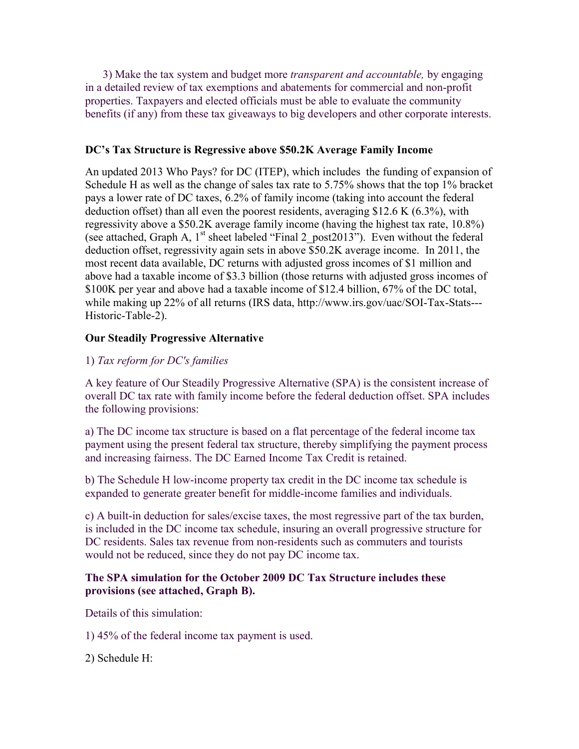3) Make the tax system and budget more *transparent and accountable,* by engaging in a detailed review of tax exemptions and abatements for commercial and non-profit properties. Taxpayers and elected officials must be able to evaluate the community benefits (if any) from these tax giveaways to big developers and other corporate interests.

**DC's Tax Structure is Regressive above $50.2K Average Family Income**

An updated 2013 Who Pays? for DC (ITEP), which includes the funding of expansion of Schedule H as well as the change of sales tax rate to 5.75% shows that the top 1% bracket pays a lower rate of DC taxes, 6.2% of family income (taking into account the federal deduction offset) than all even the poorest residents, averaging $12.6 K (6.3%), with regressivity above a $50.2K average family income (having the highest tax rate, 10.8%) (see attached, Graph A, 1st sheet labeled "Final 2_post2013"). Even without the federal deduction offset, regressivity again sets in above $50.2K average income. In 2011, the most recent data available, DC returns with adjusted gross incomes of $1 million and above had a taxable income of $3.3 billion (those returns with adjusted gross incomes of $100K per year and above had a taxable income of $12.4 billion, 67% of the DC total, while making up 22% of all returns (IRS data, http://www.irs.gov/uac/SOI-Tax-Stats---Historic-Table-2).

**Our Steadily Progressive Alternative**

1) *Tax reform for DC's families*

A key feature of Our Steadily Progressive Alternative (SPA) is the consistent increase of overall DC tax rate with family income before the federal deduction offset. SPA includes the following provisions:

a) The DC income tax structure is based on a flat percentage of the federal income tax payment using the present federal tax structure, thereby simplifying the payment process and increasing fairness. The DC Earned Income Tax Credit is retained.

b) The Schedule H low-income property tax credit in the DC income tax schedule is expanded to generate greater benefit for middle-income families and individuals.

c) A built-in deduction for sales/excise taxes, the most regressive part of the tax burden, is included in the DC income tax schedule, insuring an overall progressive structure for DC residents. Sales tax revenue from non-residents such as commuters and tourists would not be reduced, since they do not pay DC income tax.

**The SPA simulation for the October 2009 DC Tax Structure includes these provisions (see attached, Graph B).**

Details of this simulation:

1) 45% of the federal income tax payment is used.

2) Schedule H: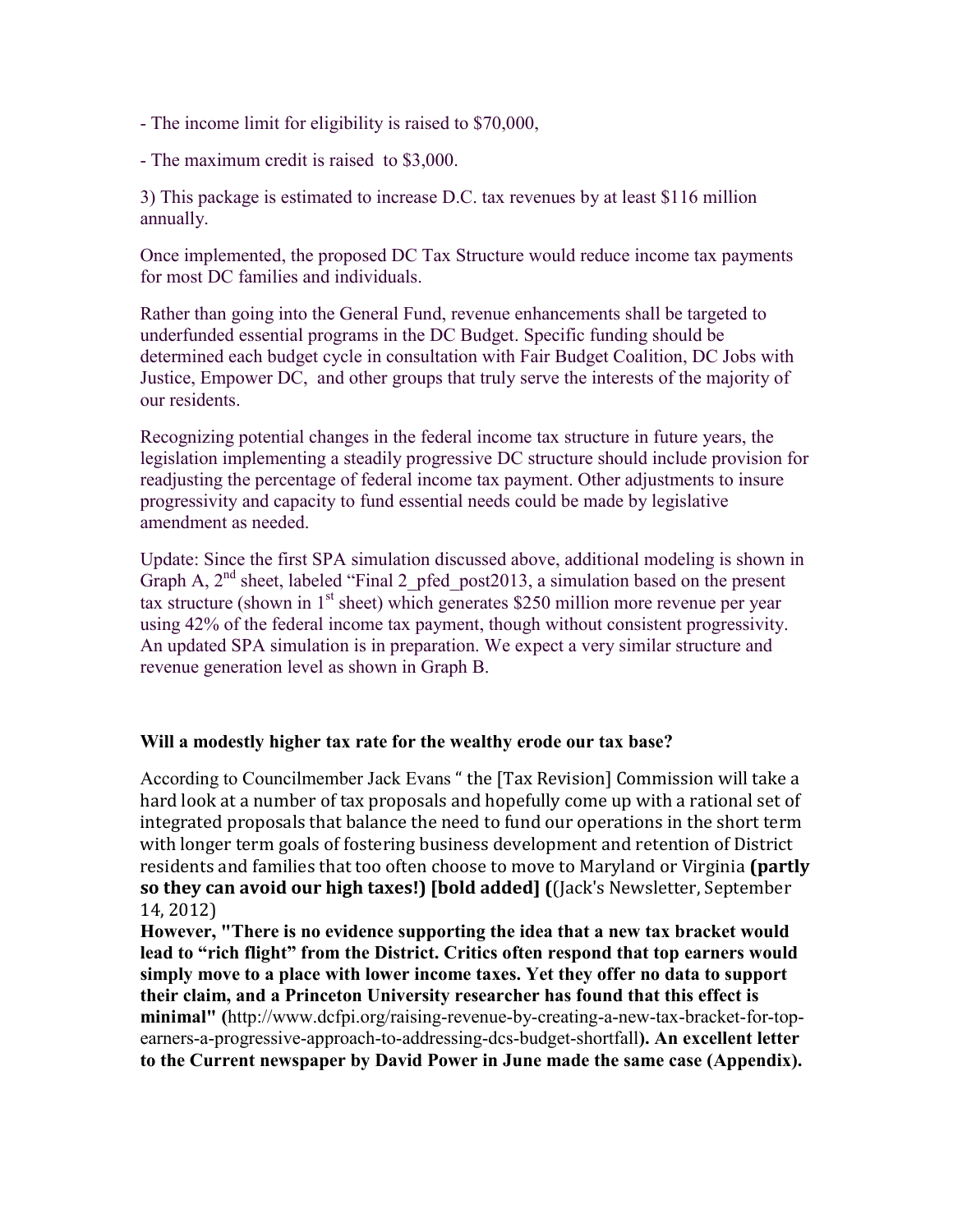- The income limit for eligibility is raised to $70,000,

- The maximum credit is raised to $3,000.

3) This package is estimated to increase D.C. tax revenues by at least $116 million annually.

Once implemented, the proposed DC Tax Structure would reduce income tax payments for most DC families and individuals.

Rather than going into the General Fund, revenue enhancements shall be targeted to underfunded essential programs in the DC Budget. Specific funding should be determined each budget cycle in consultation with Fair Budget Coalition, DC Jobs with Justice, Empower DC, and other groups that truly serve the interests of the majority of our residents.

Recognizing potential changes in the federal income tax structure in future years, the legislation implementing a steadily progressive DC structure should include provision for readjusting the percentage of federal income tax payment. Other adjustments to insure progressivity and capacity to fund essential needs could be made by legislative amendment as needed.

Update: Since the first SPA simulation discussed above, additional modeling is shown in Graph A, 2nd sheet, labeled "Final 2_pfed_post2013, a simulation based on the present tax structure (shown in 1st sheet) which generates $250 million more revenue per year using 42% of the federal income tax payment, though without consistent progressivity. An updated SPA simulation is in preparation. We expect a very similar structure and revenue generation level as shown in Graph B.

**Will a modestly higher tax rate for the wealthy erode our tax base?**

According to Councilmember Jack Evans " the [Tax Revision] Commission will take a hard look at a number of tax proposals and hopefully come up with a rational set of integrated proposals that balance the need to fund our operations in the short term with longer term goals of fostering business development and retention of District residents and families that too often choose to move to Maryland or Virginia **(partly so they can avoid our high taxes!) [bold added] ((**Jack's Newsletter, September 14, 2012)

**However, "There is no evidence supporting the idea that a new tax bracket would lead to "rich flight" from the District. Critics often respond that top earners would simply move to a place with lower income taxes. Yet they offer no data to support their claim, and a Princeton University researcher has found that this effect is minimal" (**http://www.dcfpi.org/raising-revenue-by-creating-a-new-tax-bracket-for-top-earners-a-progressive-approach-to-addressing-dcs-budget-shortfall**). An excellent letter to the Current newspaper by David Power in June made the same case (Appendix).**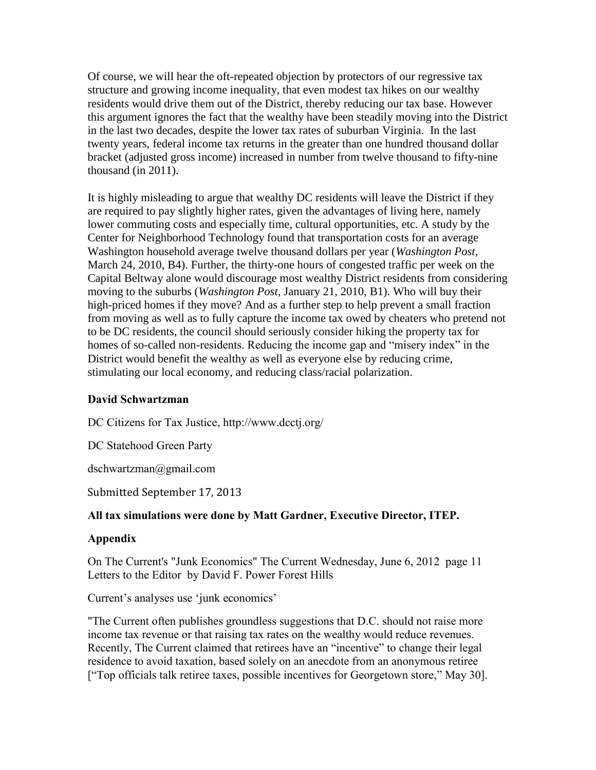Of course, we will hear the oft-repeated objection by protectors of our regressive tax structure and growing income inequality, that even modest tax hikes on our wealthy residents would drive them out of the District, thereby reducing our tax base. However this argument ignores the fact that the wealthy have been steadily moving into the District in the last two decades, despite the lower tax rates of suburban Virginia. In the last twenty years, federal income tax returns in the greater than one hundred thousand dollar bracket (adjusted gross income) increased in number from twelve thousand to fifty-nine thousand (in 2011).

It is highly misleading to argue that wealthy DC residents will leave the District if they are required to pay slightly higher rates, given the advantages of living here, namely lower commuting costs and especially time, cultural opportunities, etc. A study by the Center for Neighborhood Technology found that transportation costs for an average Washington household average twelve thousand dollars per year (*Washington Post*, March 24, 2010, B4). Further, the thirty-one hours of congested traffic per week on the Capital Beltway alone would discourage most wealthy District residents from considering moving to the suburbs (*Washington Post*, January 21, 2010, B1). Who will buy their high-priced homes if they move? And as a further step to help prevent a small fraction from moving as well as to fully capture the income tax owed by cheaters who pretend not to be DC residents, the council should seriously consider hiking the property tax for homes of so-called non-residents. Reducing the income gap and "misery index" in the District would benefit the wealthy as well as everyone else by reducing crime, stimulating our local economy, and reducing class/racial polarization.

**David Schwartzman**

DC Citizens for Tax Justice, http://www.dcctj.org/

DC Statehood Green Party

dschwartzman@gmail.com

Submitted September 17, 2013

**All tax simulations were done by Matt Gardner, Executive Director, ITEP.**

**Appendix**

On The Current's "Junk Economics" The Current Wednesday, June 6, 2012 page 11 Letters to the Editor by David F. Power Forest Hills

Current's analyses use 'junk economics'

"The Current often publishes groundless suggestions that D.C. should not raise more income tax revenue or that raising tax rates on the wealthy would reduce revenues. Recently, The Current claimed that retirees have an "incentive" to change their legal residence to avoid taxation, based solely on an anecdote from an anonymous retiree ["Top officials talk retiree taxes, possible incentives for Georgetown store," May 30].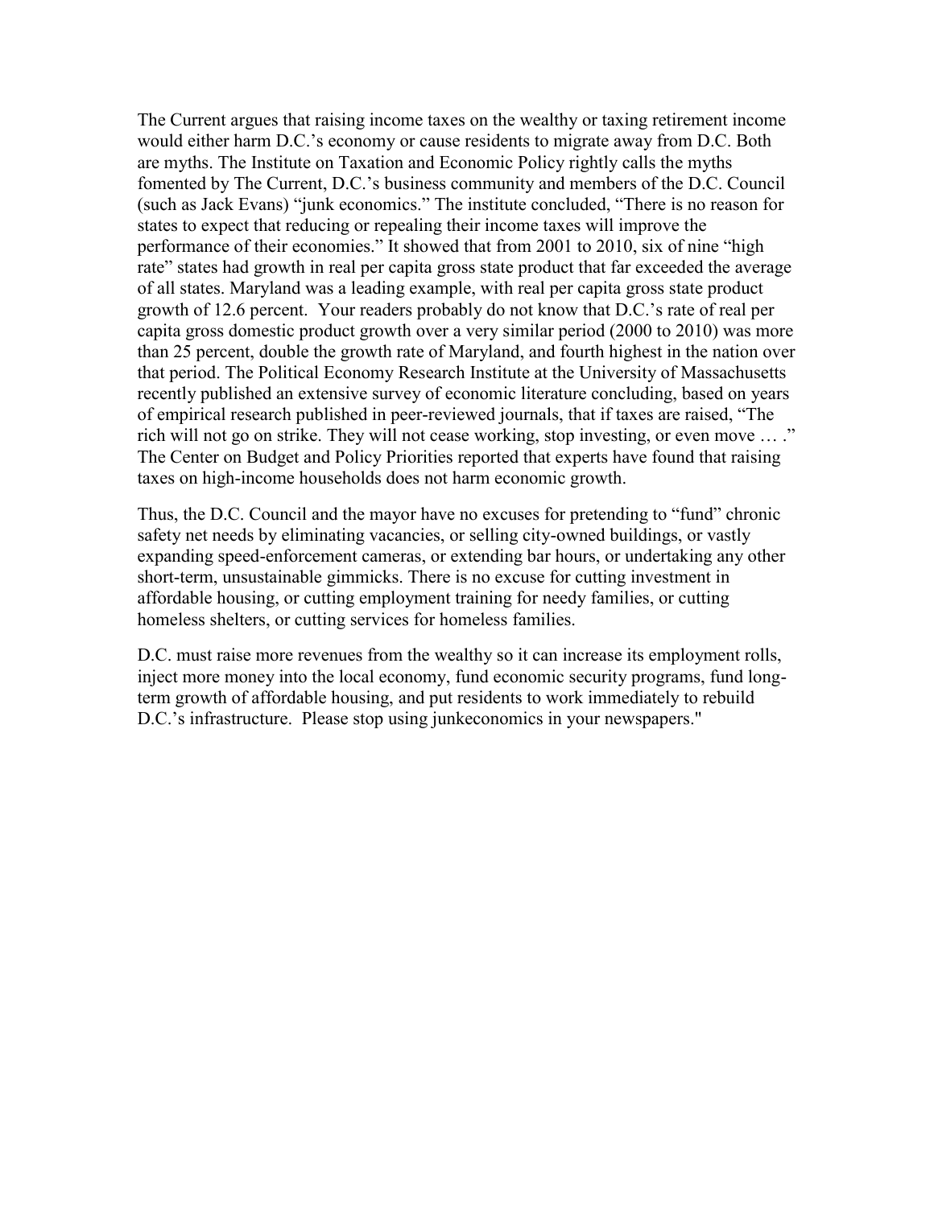The Current argues that raising income taxes on the wealthy or taxing retirement income would either harm D.C.'s economy or cause residents to migrate away from D.C. Both are myths. The Institute on Taxation and Economic Policy rightly calls the myths fomented by The Current, D.C.'s business community and members of the D.C. Council (such as Jack Evans) "junk economics." The institute concluded, "There is no reason for states to expect that reducing or repealing their income taxes will improve the performance of their economies." It showed that from 2001 to 2010, six of nine "high rate" states had growth in real per capita gross state product that far exceeded the average of all states. Maryland was a leading example, with real per capita gross state product growth of 12.6 percent. Your readers probably do not know that D.C.'s rate of real per capita gross domestic product growth over a very similar period (2000 to 2010) was more than 25 percent, double the growth rate of Maryland, and fourth highest in the nation over that period. The Political Economy Research Institute at the University of Massachusetts recently published an extensive survey of economic literature concluding, based on years of empirical research published in peer-reviewed journals, that if taxes are raised, "The rich will not go on strike. They will not cease working, stop investing, or even move … ." The Center on Budget and Policy Priorities reported that experts have found that raising taxes on high-income households does not harm economic growth.

Thus, the D.C. Council and the mayor have no excuses for pretending to "fund" chronic safety net needs by eliminating vacancies, or selling city-owned buildings, or vastly expanding speed-enforcement cameras, or extending bar hours, or undertaking any other short-term, unsustainable gimmicks. There is no excuse for cutting investment in affordable housing, or cutting employment training for needy families, or cutting homeless shelters, or cutting services for homeless families.

D.C. must raise more revenues from the wealthy so it can increase its employment rolls, inject more money into the local economy, fund economic security programs, fund long-term growth of affordable housing, and put residents to work immediately to rebuild D.C.'s infrastructure. Please stop using junkeconomics in your newspapers."